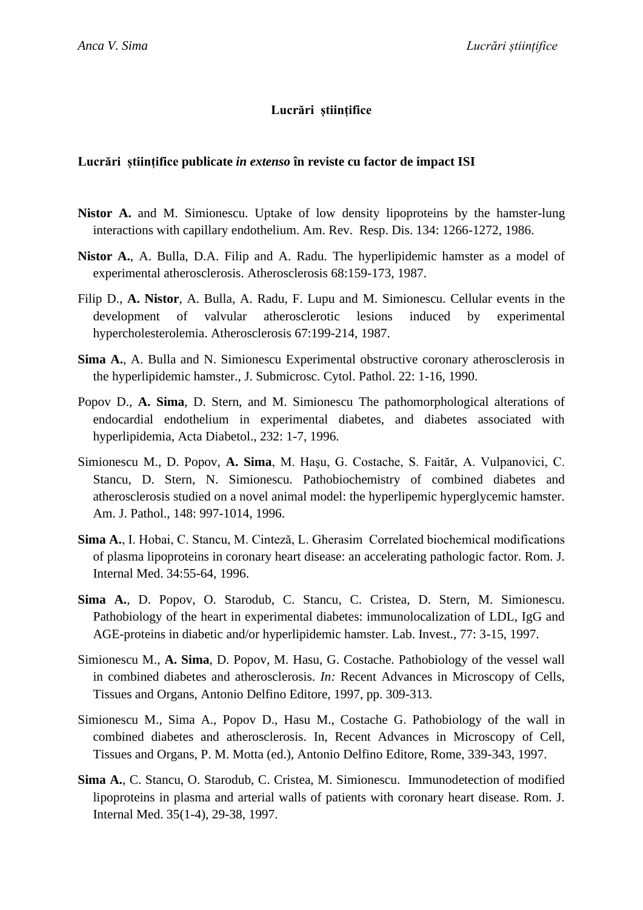# Lucrări științifice

## Lucrări științifice publicate *in extenso* în reviste cu factor de impact ISI

**Nistor A.** and M. Simionescu. Uptake of low density lipoproteins by the hamster-lung interactions with capillary endothelium. Am. Rev. Resp. Dis. 134: 1266-1272, 1986.

**Nistor A.**, A. Bulla, D.A. Filip and A. Radu. The hyperlipidemic hamster as a model of experimental atherosclerosis. Atherosclerosis 68:159-173, 1987.

Filip D., **A. Nistor**, A. Bulla, A. Radu, F. Lupu and M. Simionescu. Cellular events in the development of valvular atherosclerotic lesions induced by experimental hypercholesterolemia. Atherosclerosis 67:199-214, 1987.

**Sima A.**, A. Bulla and N. Simionescu Experimental obstructive coronary atherosclerosis in the hyperlipidemic hamster., J. Submicrosc. Cytol. Pathol. 22: 1-16, 1990.

Popov D., **A. Sima**, D. Stern, and M. Simionescu The pathomorphological alterations of endocardial endothelium in experimental diabetes, and diabetes associated with hyperlipidemia, Acta Diabetol., 232: 1-7, 1996.

Simionescu M., D. Popov, **A. Sima**, M. Haşu, G. Costache, S. Faităr, A. Vulpanovici, C. Stancu, D. Stern, N. Simionescu. Pathobiochemistry of combined diabetes and atherosclerosis studied on a novel animal model: the hyperlipemic hyperglycemic hamster. Am. J. Pathol., 148: 997-1014, 1996.

**Sima A.**, I. Hobai, C. Stancu, M. Cinteză, L. Gherasim Correlated biochemical modifications of plasma lipoproteins in coronary heart disease: an accelerating pathologic factor. Rom. J. Internal Med. 34:55-64, 1996.

**Sima A.**, D. Popov, O. Starodub, C. Stancu, C. Cristea, D. Stern, M. Simionescu. Pathobiology of the heart in experimental diabetes: immunolocalization of LDL, IgG and AGE-proteins in diabetic and/or hyperlipidemic hamster. Lab. Invest., 77: 3-15, 1997.

Simionescu M., **A. Sima**, D. Popov, M. Hasu, G. Costache. Pathobiology of the vessel wall in combined diabetes and atherosclerosis. *In:* Recent Advances in Microscopy of Cells, Tissues and Organs, Antonio Delfino Editore, 1997, pp. 309-313.

Simionescu M., Sima A., Popov D., Hasu M., Costache G. Pathobiology of the wall in combined diabetes and atherosclerosis. In, Recent Advances in Microscopy of Cell, Tissues and Organs, P. M. Motta (ed.), Antonio Delfino Editore, Rome, 339-343, 1997.

**Sima A.**, C. Stancu, O. Starodub, C. Cristea, M. Simionescu. Immunodetection of modified lipoproteins in plasma and arterial walls of patients with coronary heart disease. Rom. J. Internal Med. 35(1-4), 29-38, 1997.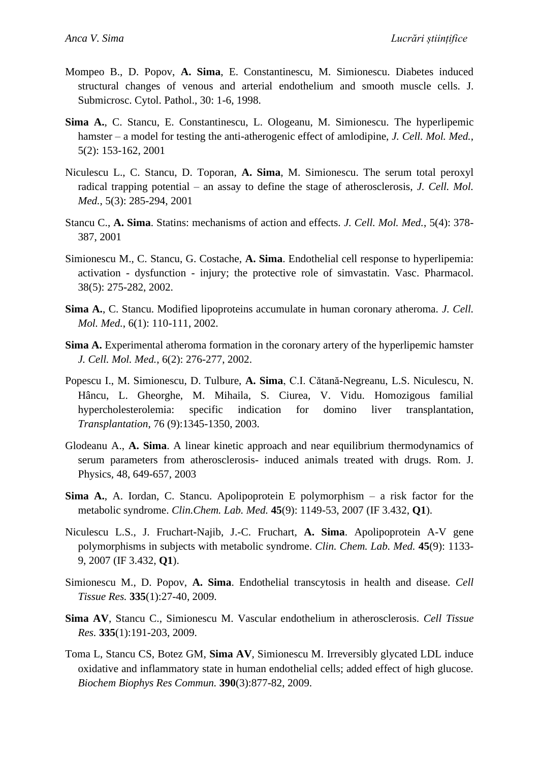Mompeo B., D. Popov, **A. Sima**, E. Constantinescu, M. Simionescu. Diabetes induced structural changes of venous and arterial endothelium and smooth muscle cells. J. Submicrosc. Cytol. Pathol., 30: 1-6, 1998.

**Sima A.**, C. Stancu, E. Constantinescu, L. Ologeanu, M. Simionescu. The hyperlipemic hamster – a model for testing the anti-atherogenic effect of amlodipine, *J. Cell. Mol. Med.*, 5(2): 153-162, 2001

Niculescu L., C. Stancu, D. Toporan, **A. Sima**, M. Simionescu. The serum total peroxyl radical trapping potential – an assay to define the stage of atherosclerosis, *J. Cell. Mol. Med.*, 5(3): 285-294, 2001

Stancu C., **A. Sima**. Statins: mechanisms of action and effects. *J. Cell. Mol. Med.*, 5(4): 378-387, 2001

Simionescu M., C. Stancu, G. Costache, **A. Sima**. Endothelial cell response to hyperlipemia: activation - dysfunction - injury; the protective role of simvastatin. Vasc. Pharmacol. 38(5): 275-282, 2002.

**Sima A.**, C. Stancu. Modified lipoproteins accumulate in human coronary atheroma. *J. Cell. Mol. Med.*, 6(1): 110-111, 2002.

**Sima A.** Experimental atheroma formation in the coronary artery of the hyperlipemic hamster *J. Cell. Mol. Med.*, 6(2): 276-277, 2002.

Popescu I., M. Simionescu, D. Tulbure, **A. Sima**, C.I. Cătană-Negreanu, L.S. Niculescu, N. Hâncu, L. Gheorghe, M. Mihaila, S. Ciurea, V. Vidu. Homozigous familial hypercholesterolemia: specific indication for domino liver transplantation, *Transplantation*, 76 (9):1345-1350, 2003.

Glodeanu A., **A. Sima**. A linear kinetic approach and near equilibrium thermodynamics of serum parameters from atherosclerosis- induced animals treated with drugs. Rom. J. Physics, 48, 649-657, 2003

**Sima A.**, A. Iordan, C. Stancu. Apolipoprotein E polymorphism – a risk factor for the metabolic syndrome. *Clin.Chem. Lab. Med.* **45**(9): 1149-53, 2007 (IF 3.432, **Q1**).

Niculescu L.S., J. Fruchart-Najib, J.-C. Fruchart, **A. Sima**. Apolipoprotein A-V gene polymorphisms in subjects with metabolic syndrome. *Clin. Chem. Lab. Med.* **45**(9): 1133-9, 2007 (IF 3.432, **Q1**).

Simionescu M., D. Popov, **A. Sima**. Endothelial transcytosis in health and disease. *Cell Tissue Res.* **335**(1):27-40, 2009.

**Sima AV**, Stancu C., Simionescu M. Vascular endothelium in atherosclerosis. *Cell Tissue Res.* **335**(1):191-203, 2009.

Toma L, Stancu CS, Botez GM, **Sima AV**, Simionescu M. Irreversibly glycated LDL induce oxidative and inflammatory state in human endothelial cells; added effect of high glucose. *Biochem Biophys Res Commun.* **390**(3):877-82, 2009.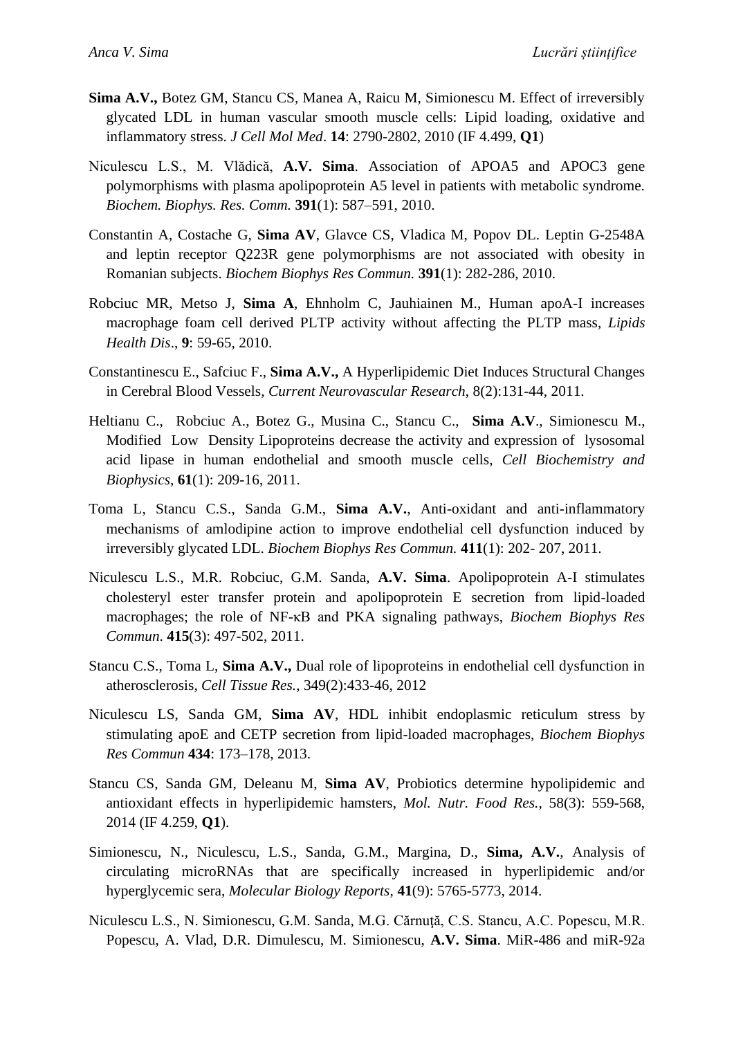**Sima A.V.,** Botez GM, Stancu CS, Manea A, Raicu M, Simionescu M. Effect of irreversibly glycated LDL in human vascular smooth muscle cells: Lipid loading, oxidative and inflammatory stress. *J Cell Mol Med*. **14**: 2790-2802, 2010 (IF 4.499, **Q1**)

Niculescu L.S., M. Vlădică, **A.V. Sima**. Association of APOA5 and APOC3 gene polymorphisms with plasma apolipoprotein A5 level in patients with metabolic syndrome. *Biochem. Biophys. Res. Comm.* **391**(1): 587–591, 2010.

Constantin A, Costache G, **Sima AV**, Glavce CS, Vladica M, Popov DL. Leptin G-2548A and leptin receptor Q223R gene polymorphisms are not associated with obesity in Romanian subjects. *Biochem Biophys Res Commun.* **391**(1): 282-286, 2010.

Robciuc MR, Metso J, **Sima A**, Ehnholm C, Jauhiainen M., Human apoA-I increases macrophage foam cell derived PLTP activity without affecting the PLTP mass, *Lipids Health Dis*., **9**: 59-65, 2010.

Constantinescu E., Safciuc F., **Sima A.V.,** A Hyperlipidemic Diet Induces Structural Changes in Cerebral Blood Vessels, *Current Neurovascular Research*, 8(2):131-44, 2011.

Heltianu C., Robciuc A., Botez G., Musina C., Stancu C., **Sima A.V**., Simionescu M., Modified Low Density Lipoproteins decrease the activity and expression of lysosomal acid lipase in human endothelial and smooth muscle cells, *Cell Biochemistry and Biophysics*, **61**(1): 209-16, 2011.

Toma L, Stancu C.S., Sanda G.M., **Sima A.V.**, Anti-oxidant and anti-inflammatory mechanisms of amlodipine action to improve endothelial cell dysfunction induced by irreversibly glycated LDL. *Biochem Biophys Res Commun.* **411**(1): 202- 207, 2011.

Niculescu L.S., M.R. Robciuc, G.M. Sanda, **A.V. Sima**. Apolipoprotein A-I stimulates cholesteryl ester transfer protein and apolipoprotein E secretion from lipid-loaded macrophages; the role of NF-κB and PKA signaling pathways, *Biochem Biophys Res Commun*. **415**(3): 497-502, 2011.

Stancu C.S., Toma L, **Sima A.V.,** Dual role of lipoproteins in endothelial cell dysfunction in atherosclerosis, *Cell Tissue Res.*, 349(2):433-46, 2012

Niculescu LS, Sanda GM, **Sima AV**, HDL inhibit endoplasmic reticulum stress by stimulating apoE and CETP secretion from lipid-loaded macrophages, *Biochem Biophys Res Commun* **434**: 173–178, 2013.

Stancu CS, Sanda GM, Deleanu M, **Sima AV**, Probiotics determine hypolipidemic and antioxidant effects in hyperlipidemic hamsters, *Mol. Nutr. Food Res.*, 58(3): 559-568, 2014 (IF 4.259, **Q1**).

Simionescu, N., Niculescu, L.S., Sanda, G.M., Margina, D., **Sima, A.V.**, Analysis of circulating microRNAs that are specifically increased in hyperlipidemic and/or hyperglycemic sera, *Molecular Biology Reports*, **41**(9): 5765-5773, 2014.

Niculescu L.S., N. Simionescu, G.M. Sanda, M.G. Cărnuţă, C.S. Stancu, A.C. Popescu, M.R. Popescu, A. Vlad, D.R. Dimulescu, M. Simionescu, **A.V. Sima**. MiR-486 and miR-92a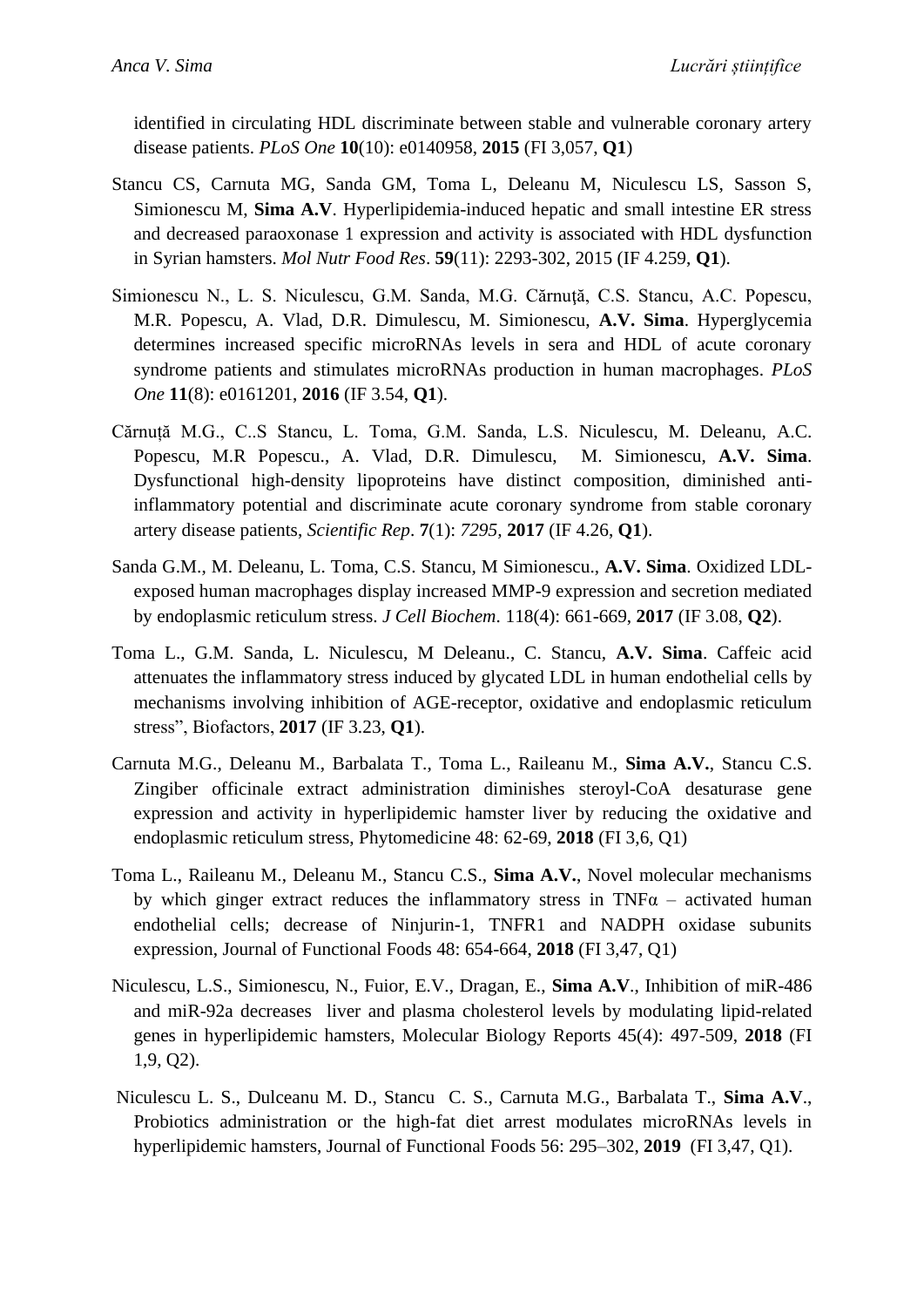identified in circulating HDL discriminate between stable and vulnerable coronary artery disease patients. *PLoS One* **10**(10): e0140958, **2015** (FI 3,057, **Q1**)

Stancu CS, Carnuta MG, Sanda GM, Toma L, Deleanu M, Niculescu LS, Sasson S, Simionescu M, **Sima A.V**. Hyperlipidemia-induced hepatic and small intestine ER stress and decreased paraoxonase 1 expression and activity is associated with HDL dysfunction in Syrian hamsters. *Mol Nutr Food Res*. **59**(11): 2293-302, 2015 (IF 4.259, **Q1**).

Simionescu N., L. S. Niculescu, G.M. Sanda, M.G. Cărnuţă, C.S. Stancu, A.C. Popescu, M.R. Popescu, A. Vlad, D.R. Dimulescu, M. Simionescu, **A.V. Sima**. Hyperglycemia determines increased specific microRNAs levels in sera and HDL of acute coronary syndrome patients and stimulates microRNAs production in human macrophages. *PLoS One* **11**(8): e0161201, **2016** (IF 3.54, **Q1**).

Cărnuță M.G., C..S Stancu, L. Toma, G.M. Sanda, L.S. Niculescu, M. Deleanu, A.C. Popescu, M.R Popescu., A. Vlad, D.R. Dimulescu, M. Simionescu, **A.V. Sima**. Dysfunctional high-density lipoproteins have distinct composition, diminished anti-inflammatory potential and discriminate acute coronary syndrome from stable coronary artery disease patients, *Scientific Rep*. **7**(1): *7295,* **2017** (IF 4.26, **Q1**).

Sanda G.M., M. Deleanu, L. Toma, C.S. Stancu, M Simionescu., **A.V. Sima**. Oxidized LDL-exposed human macrophages display increased MMP-9 expression and secretion mediated by endoplasmic reticulum stress. *J Cell Biochem*. 118(4): 661-669, **2017** (IF 3.08, **Q2**).

Toma L., G.M. Sanda, L. Niculescu, M Deleanu., C. Stancu, **A.V. Sima**. Caffeic acid attenuates the inflammatory stress induced by glycated LDL in human endothelial cells by mechanisms involving inhibition of AGE-receptor, oxidative and endoplasmic reticulum stress", Biofactors, **2017** (IF 3.23, **Q1**).

Carnuta M.G., Deleanu M., Barbalata T., Toma L., Raileanu M., **Sima A.V.**, Stancu C.S. Zingiber officinale extract administration diminishes steroyl-CoA desaturase gene expression and activity in hyperlipidemic hamster liver by reducing the oxidative and endoplasmic reticulum stress, Phytomedicine 48: 62-69, **2018** (FI 3,6, Q1)

Toma L., Raileanu M., Deleanu M., Stancu C.S., **Sima A.V.**, Novel molecular mechanisms by which ginger extract reduces the inflammatory stress in TNFα – activated human endothelial cells; decrease of Ninjurin-1, TNFR1 and NADPH oxidase subunits expression, Journal of Functional Foods 48: 654-664, **2018** (FI 3,47, Q1)

Niculescu, L.S., Simionescu, N., Fuior, E.V., Dragan, E., **Sima A.V**., Inhibition of miR-486 and miR-92a decreases liver and plasma cholesterol levels by modulating lipid-related genes in hyperlipidemic hamsters, Molecular Biology Reports 45(4): 497-509, **2018** (FI 1,9, Q2).

Niculescu L. S., Dulceanu M. D., Stancu C. S., Carnuta M.G., Barbalata T., **Sima A.V**., Probiotics administration or the high-fat diet arrest modulates microRNAs levels in hyperlipidemic hamsters, Journal of Functional Foods 56: 295–302, **2019** (FI 3,47, Q1).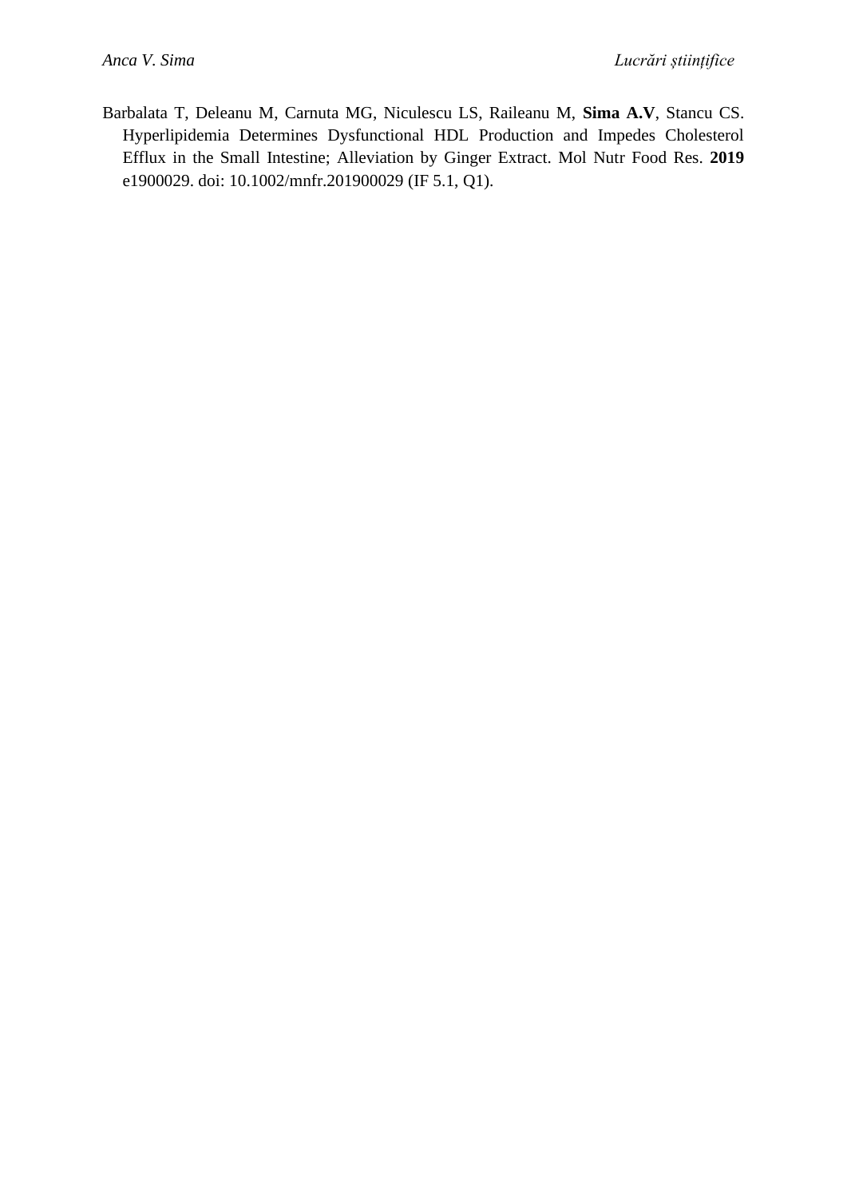Barbalata T, Deleanu M, Carnuta MG, Niculescu LS, Raileanu M, **Sima A.V**, Stancu CS. Hyperlipidemia Determines Dysfunctional HDL Production and Impedes Cholesterol Efflux in the Small Intestine; Alleviation by Ginger Extract. Mol Nutr Food Res. **2019** e1900029. doi: 10.1002/mnfr.201900029 (IF 5.1, Q1).